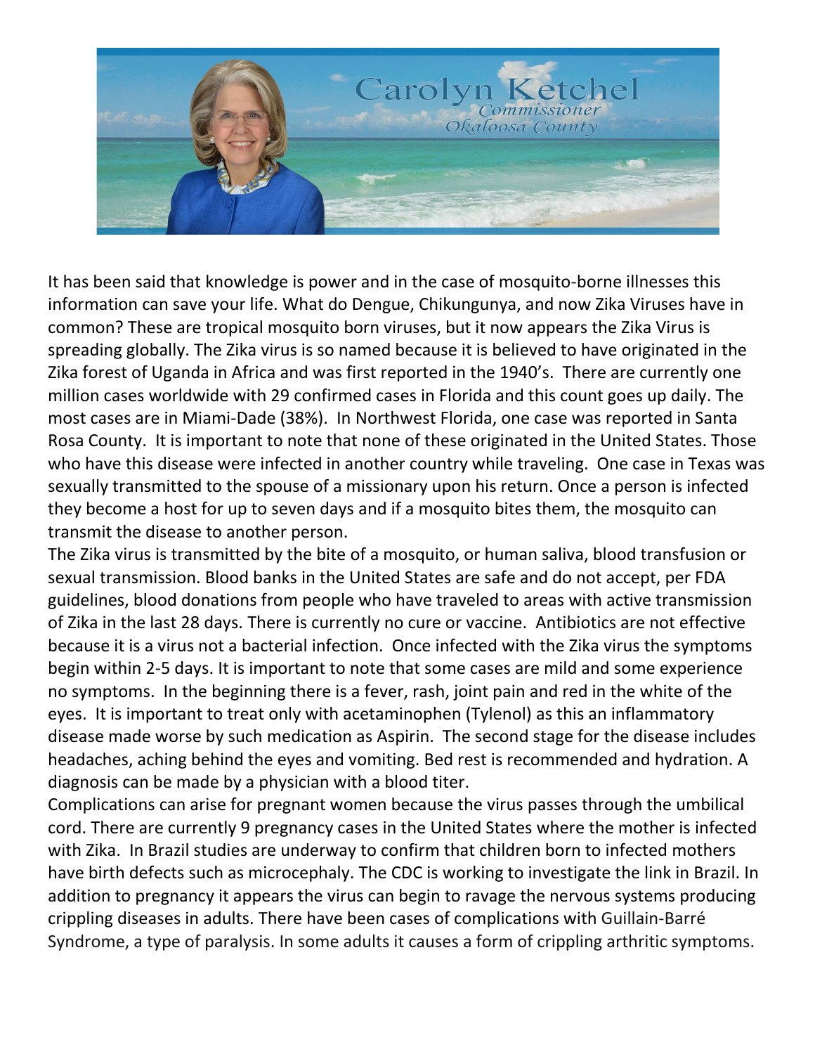# Carolyn Ketchel

*Commissioner*
*Okaloosa County*

It has been said that knowledge is power and in the case of mosquito-borne illnesses this information can save your life. What do Dengue, Chikungunya, and now Zika Viruses have in common? These are tropical mosquito born viruses, but it now appears the Zika Virus is spreading globally. The Zika virus is so named because it is believed to have originated in the Zika forest of Uganda in Africa and was first reported in the 1940's. There are currently one million cases worldwide with 29 confirmed cases in Florida and this count goes up daily. The most cases are in Miami-Dade (38%). In Northwest Florida, one case was reported in Santa Rosa County. It is important to note that none of these originated in the United States. Those who have this disease were infected in another country while traveling. One case in Texas was sexually transmitted to the spouse of a missionary upon his return. Once a person is infected they become a host for up to seven days and if a mosquito bites them, the mosquito can transmit the disease to another person.

The Zika virus is transmitted by the bite of a mosquito, or human saliva, blood transfusion or sexual transmission. Blood banks in the United States are safe and do not accept, per FDA guidelines, blood donations from people who have traveled to areas with active transmission of Zika in the last 28 days. There is currently no cure or vaccine. Antibiotics are not effective because it is a virus not a bacterial infection. Once infected with the Zika virus the symptoms begin within 2-5 days. It is important to note that some cases are mild and some experience no symptoms. In the beginning there is a fever, rash, joint pain and red in the white of the eyes. It is important to treat only with acetaminophen (Tylenol) as this an inflammatory disease made worse by such medication as Aspirin. The second stage for the disease includes headaches, aching behind the eyes and vomiting. Bed rest is recommended and hydration. A diagnosis can be made by a physician with a blood titer.

Complications can arise for pregnant women because the virus passes through the umbilical cord. There are currently 9 pregnancy cases in the United States where the mother is infected with Zika. In Brazil studies are underway to confirm that children born to infected mothers have birth defects such as microcephaly. The CDC is working to investigate the link in Brazil. In addition to pregnancy it appears the virus can begin to ravage the nervous systems producing crippling diseases in adults. There have been cases of complications with Guillain-Barré Syndrome, a type of paralysis. In some adults it causes a form of crippling arthritic symptoms.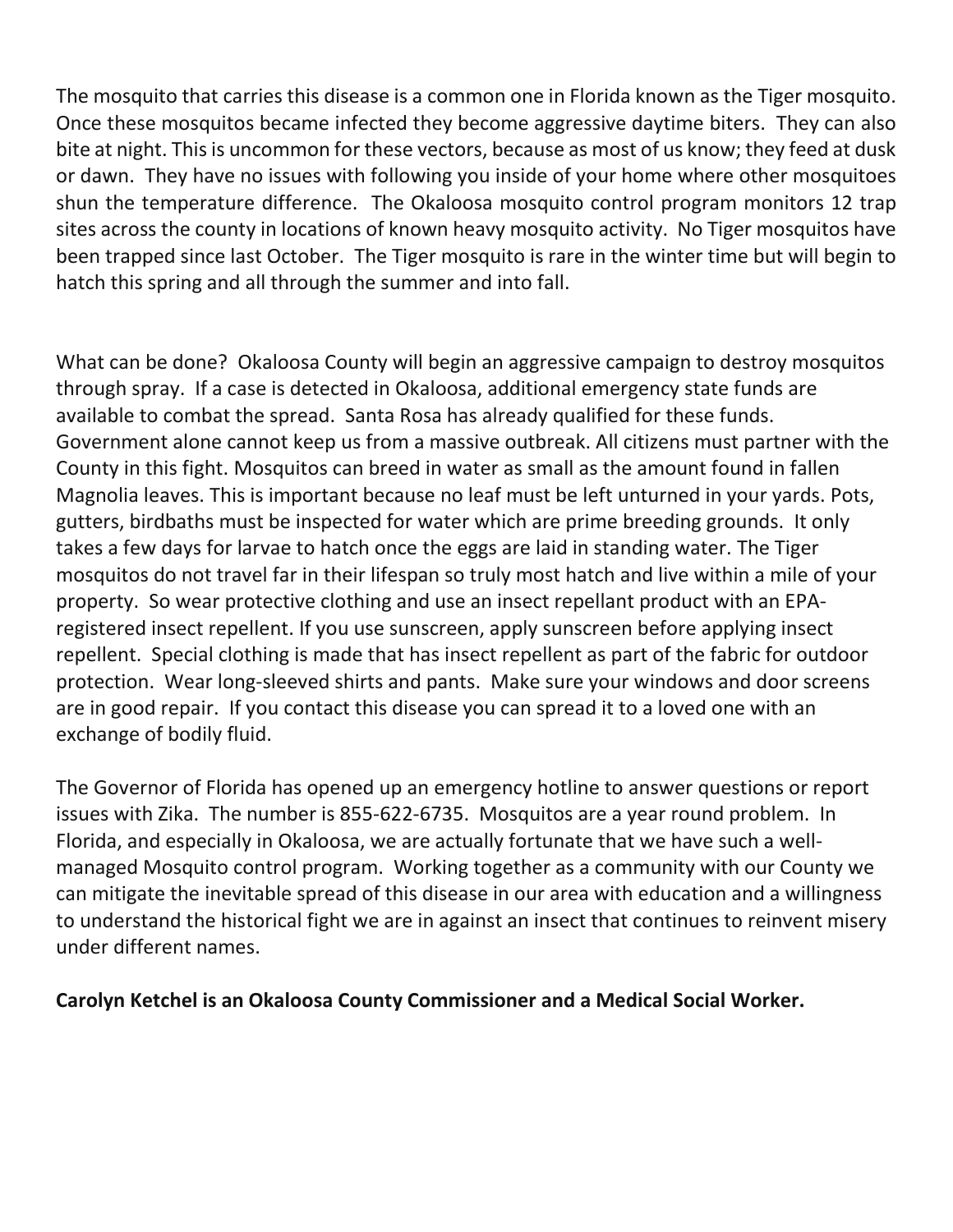The mosquito that carries this disease is a common one in Florida known as the Tiger mosquito. Once these mosquitos became infected they become aggressive daytime biters. They can also bite at night. This is uncommon for these vectors, because as most of us know; they feed at dusk or dawn. They have no issues with following you inside of your home where other mosquitoes shun the temperature difference. The Okaloosa mosquito control program monitors 12 trap sites across the county in locations of known heavy mosquito activity. No Tiger mosquitos have been trapped since last October. The Tiger mosquito is rare in the winter time but will begin to hatch this spring and all through the summer and into fall.

What can be done? Okaloosa County will begin an aggressive campaign to destroy mosquitos through spray. If a case is detected in Okaloosa, additional emergency state funds are available to combat the spread. Santa Rosa has already qualified for these funds. Government alone cannot keep us from a massive outbreak. All citizens must partner with the County in this fight. Mosquitos can breed in water as small as the amount found in fallen Magnolia leaves. This is important because no leaf must be left unturned in your yards. Pots, gutters, birdbaths must be inspected for water which are prime breeding grounds. It only takes a few days for larvae to hatch once the eggs are laid in standing water. The Tiger mosquitos do not travel far in their lifespan so truly most hatch and live within a mile of your property. So wear protective clothing and use an insect repellant product with an EPA-registered insect repellent. If you use sunscreen, apply sunscreen before applying insect repellent. Special clothing is made that has insect repellent as part of the fabric for outdoor protection. Wear long-sleeved shirts and pants. Make sure your windows and door screens are in good repair. If you contact this disease you can spread it to a loved one with an exchange of bodily fluid.

The Governor of Florida has opened up an emergency hotline to answer questions or report issues with Zika. The number is 855-622-6735. Mosquitos are a year round problem. In Florida, and especially in Okaloosa, we are actually fortunate that we have such a well-managed Mosquito control program. Working together as a community with our County we can mitigate the inevitable spread of this disease in our area with education and a willingness to understand the historical fight we are in against an insect that continues to reinvent misery under different names.

**Carolyn Ketchel is an Okaloosa County Commissioner and a Medical Social Worker.**